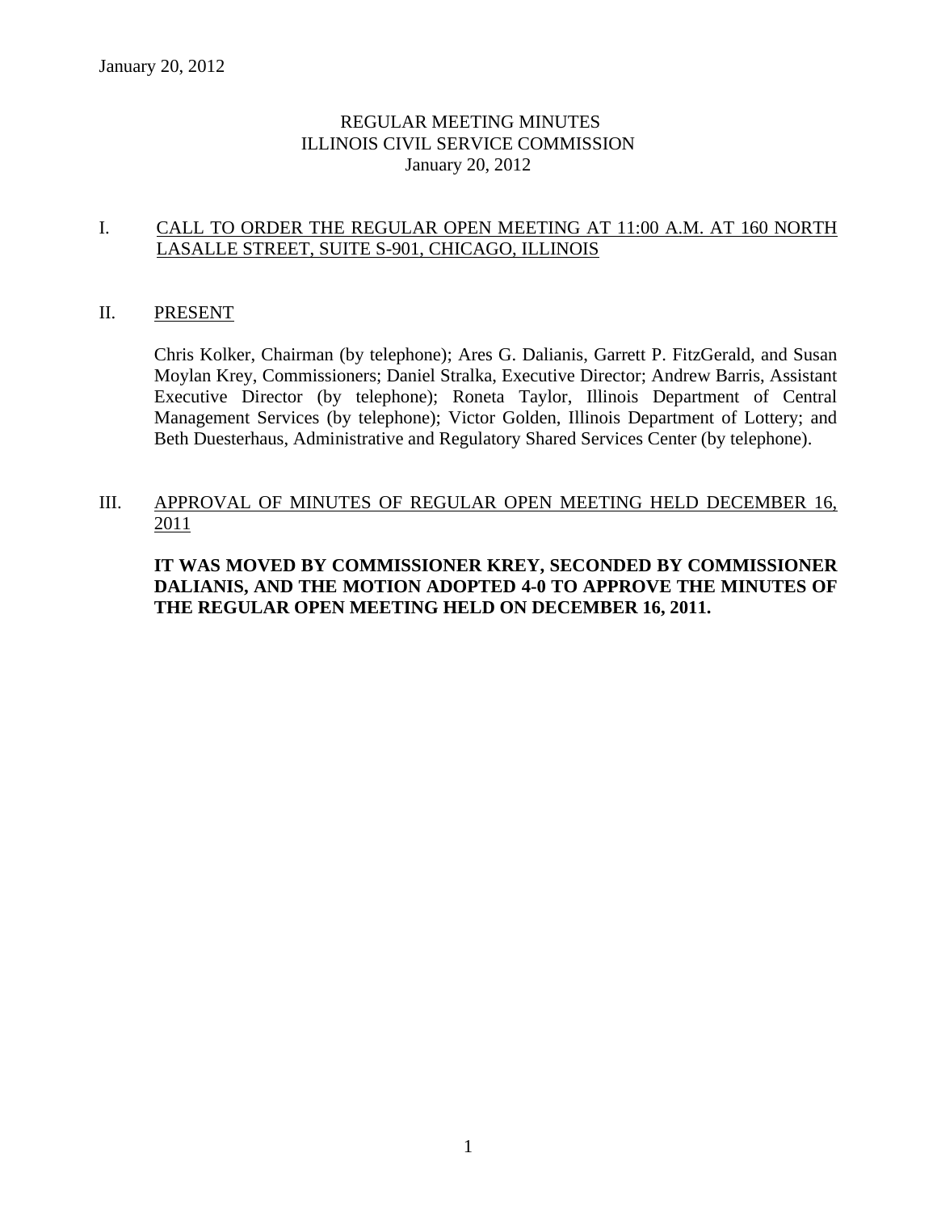January 20, 2012

# REGULAR MEETING MINUTES
# ILLINOIS CIVIL SERVICE COMMISSION
# January 20, 2012

## I. CALL TO ORDER THE REGULAR OPEN MEETING AT 11:00 A.M. AT 160 NORTH LASALLE STREET, SUITE S-901, CHICAGO, ILLINOIS

## II. PRESENT

Chris Kolker, Chairman (by telephone); Ares G. Dalianis, Garrett P. FitzGerald, and Susan Moylan Krey, Commissioners; Daniel Stralka, Executive Director; Andrew Barris, Assistant Executive Director (by telephone); Roneta Taylor, Illinois Department of Central Management Services (by telephone); Victor Golden, Illinois Department of Lottery; and Beth Duesterhaus, Administrative and Regulatory Shared Services Center (by telephone).

## III. APPROVAL OF MINUTES OF REGULAR OPEN MEETING HELD DECEMBER 16, 2011

**IT WAS MOVED BY COMMISSIONER KREY, SECONDED BY COMMISSIONER DALIANIS, AND THE MOTION ADOPTED 4-0 TO APPROVE THE MINUTES OF THE REGULAR OPEN MEETING HELD ON DECEMBER 16, 2011.**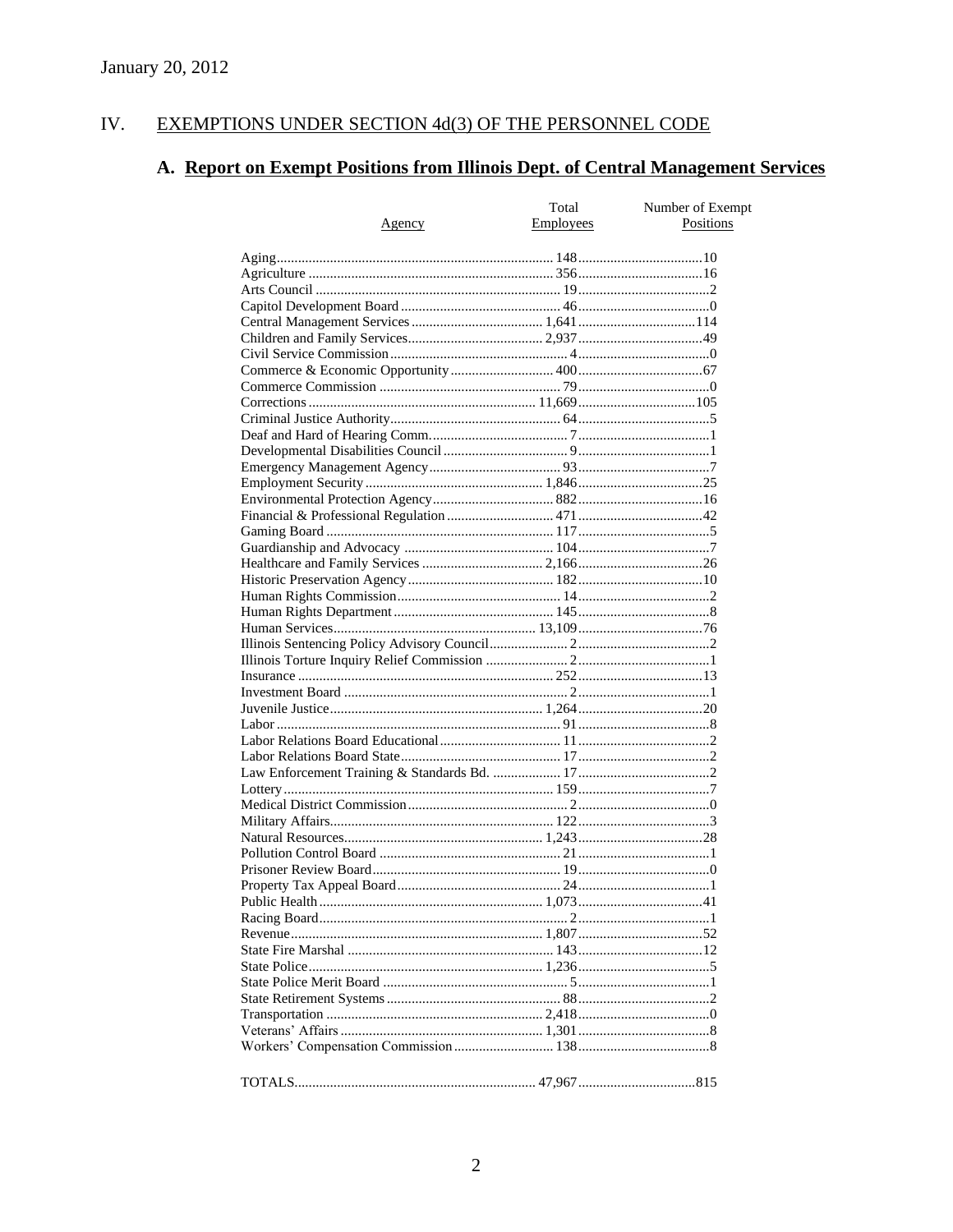January 20, 2012

## IV. EXEMPTIONS UNDER SECTION 4d(3) OF THE PERSONNEL CODE

### A. Report on Exempt Positions from Illinois Dept. of Central Management Services

| Agency | Total Employees | Number of Exempt Positions |
|---|---|---|
| Aging | 148 | 10 |
| Agriculture | 356 | 16 |
| Arts Council | 19 | 2 |
| Capitol Development Board | 46 | 0 |
| Central Management Services | 1,641 | 114 |
| Children and Family Services | 2,937 | 49 |
| Civil Service Commission | 4 | 0 |
| Commerce & Economic Opportunity | 400 | 67 |
| Commerce Commission | 79 | 0 |
| Corrections | 11,669 | 105 |
| Criminal Justice Authority | 64 | 5 |
| Deaf and Hard of Hearing Comm. | 7 | 1 |
| Developmental Disabilities Council | 9 | 1 |
| Emergency Management Agency | 93 | 7 |
| Employment Security | 1,846 | 25 |
| Environmental Protection Agency | 882 | 16 |
| Financial & Professional Regulation | 471 | 42 |
| Gaming Board | 117 | 5 |
| Guardianship and Advocacy | 104 | 7 |
| Healthcare and Family Services | 2,166 | 26 |
| Historic Preservation Agency | 182 | 10 |
| Human Rights Commission | 14 | 2 |
| Human Rights Department | 145 | 8 |
| Human Services | 13,109 | 76 |
| Illinois Sentencing Policy Advisory Council | 2 | 2 |
| Illinois Torture Inquiry Relief Commission | 2 | 1 |
| Insurance | 252 | 13 |
| Investment Board | 2 | 1 |
| Juvenile Justice | 1,264 | 20 |
| Labor | 91 | 8 |
| Labor Relations Board Educational | 11 | 2 |
| Labor Relations Board State | 17 | 2 |
| Law Enforcement Training & Standards Bd. | 17 | 2 |
| Lottery | 159 | 7 |
| Medical District Commission | 2 | 0 |
| Military Affairs | 122 | 3 |
| Natural Resources | 1,243 | 28 |
| Pollution Control Board | 21 | 1 |
| Prisoner Review Board | 19 | 0 |
| Property Tax Appeal Board | 24 | 1 |
| Public Health | 1,073 | 41 |
| Racing Board | 2 | 1 |
| Revenue | 1,807 | 52 |
| State Fire Marshal | 143 | 12 |
| State Police | 1,236 | 5 |
| State Police Merit Board | 5 | 1 |
| State Retirement Systems | 88 | 2 |
| Transportation | 2,418 | 0 |
| Veterans' Affairs | 1,301 | 8 |
| Workers' Compensation Commission | 138 | 8 |
| TOTALS | 47,967 | 815 |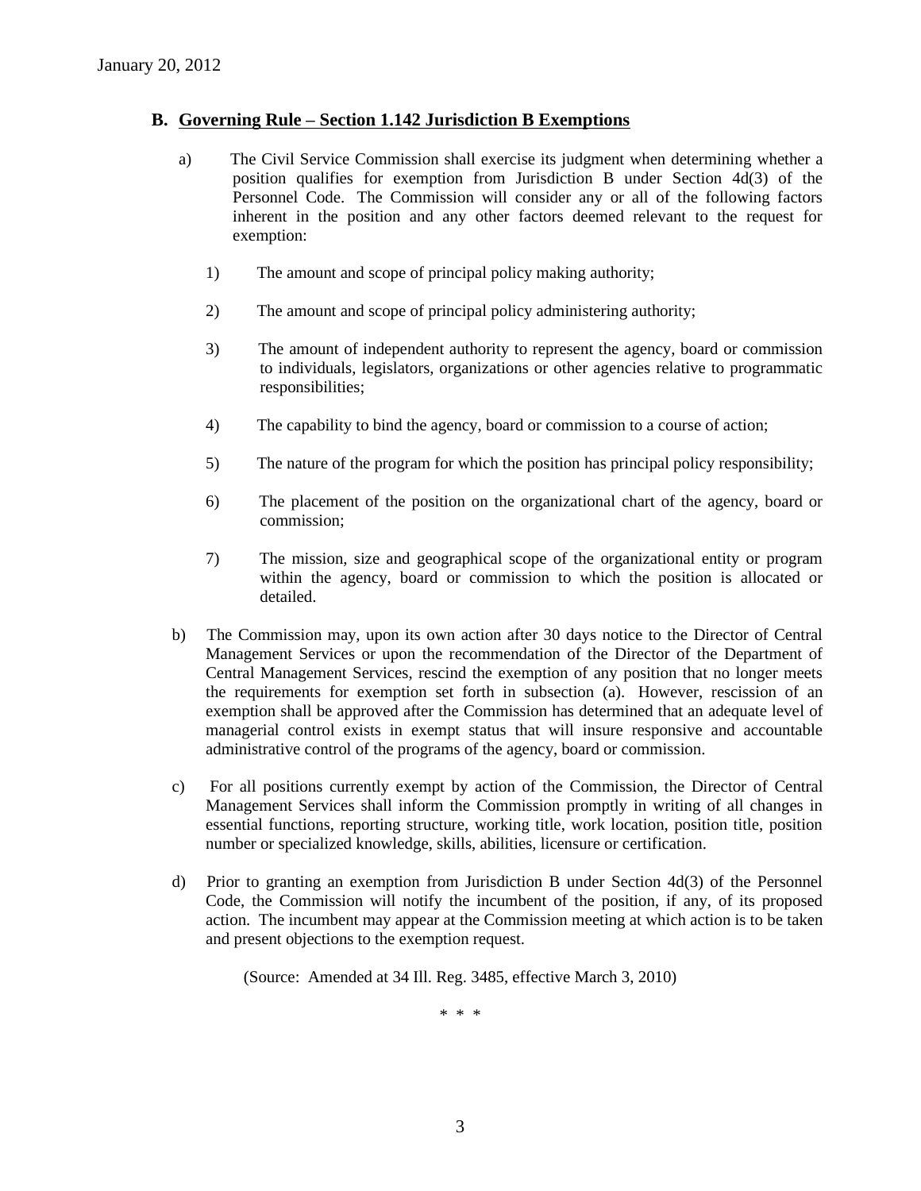### B. Governing Rule – Section 1.142 Jurisdiction B Exemptions

a) The Civil Service Commission shall exercise its judgment when determining whether a position qualifies for exemption from Jurisdiction B under Section 4d(3) of the Personnel Code. The Commission will consider any or all of the following factors inherent in the position and any other factors deemed relevant to the request for exemption:

1) The amount and scope of principal policy making authority;

2) The amount and scope of principal policy administering authority;

3) The amount of independent authority to represent the agency, board or commission to individuals, legislators, organizations or other agencies relative to programmatic responsibilities;

4) The capability to bind the agency, board or commission to a course of action;

5) The nature of the program for which the position has principal policy responsibility;

6) The placement of the position on the organizational chart of the agency, board or commission;

7) The mission, size and geographical scope of the organizational entity or program within the agency, board or commission to which the position is allocated or detailed.

b) The Commission may, upon its own action after 30 days notice to the Director of Central Management Services or upon the recommendation of the Director of the Department of Central Management Services, rescind the exemption of any position that no longer meets the requirements for exemption set forth in subsection (a). However, rescission of an exemption shall be approved after the Commission has determined that an adequate level of managerial control exists in exempt status that will insure responsive and accountable administrative control of the programs of the agency, board or commission.

c) For all positions currently exempt by action of the Commission, the Director of Central Management Services shall inform the Commission promptly in writing of all changes in essential functions, reporting structure, working title, work location, position title, position number or specialized knowledge, skills, abilities, licensure or certification.

d) Prior to granting an exemption from Jurisdiction B under Section 4d(3) of the Personnel Code, the Commission will notify the incumbent of the position, if any, of its proposed action. The incumbent may appear at the Commission meeting at which action is to be taken and present objections to the exemption request.

(Source: Amended at 34 Ill. Reg. 3485, effective March 3, 2010)

\* \* \*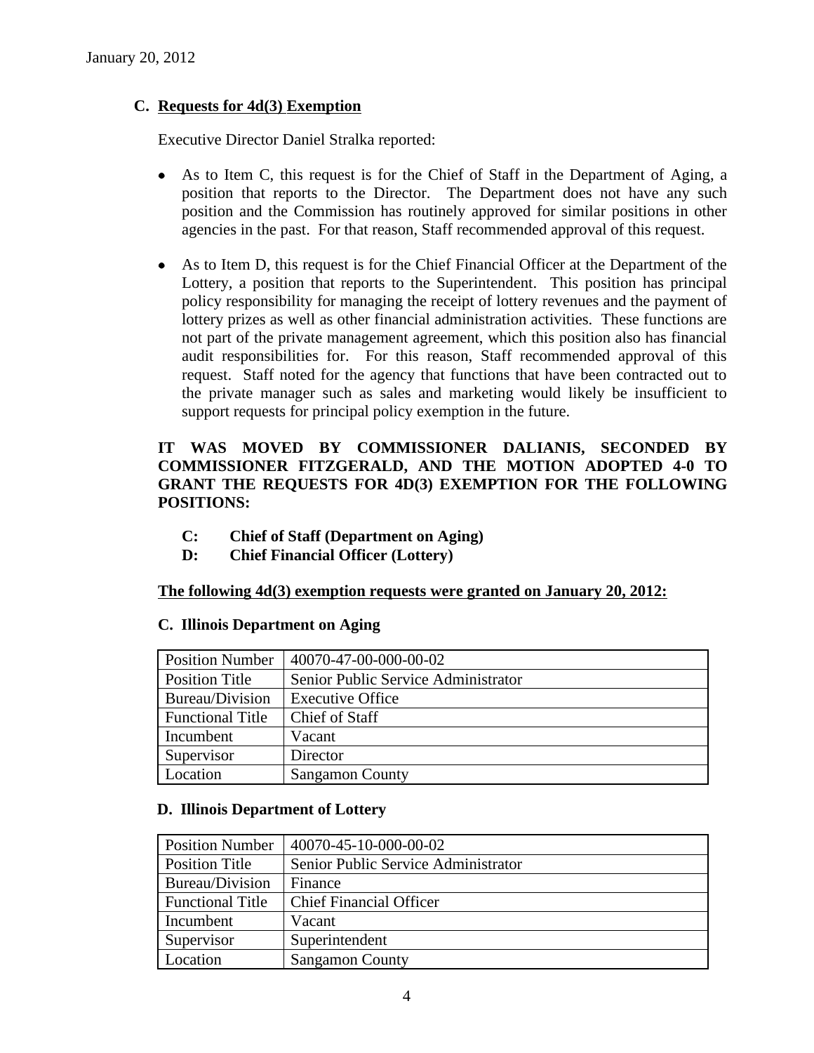## C. Requests for 4d(3) Exemption

Executive Director Daniel Stralka reported:

- As to Item C, this request is for the Chief of Staff in the Department of Aging, a position that reports to the Director. The Department does not have any such position and the Commission has routinely approved for similar positions in other agencies in the past. For that reason, Staff recommended approval of this request.
- As to Item D, this request is for the Chief Financial Officer at the Department of the Lottery, a position that reports to the Superintendent. This position has principal policy responsibility for managing the receipt of lottery revenues and the payment of lottery prizes as well as other financial administration activities. These functions are not part of the private management agreement, which this position also has financial audit responsibilities for. For this reason, Staff recommended approval of this request. Staff noted for the agency that functions that have been contracted out to the private manager such as sales and marketing would likely be insufficient to support requests for principal policy exemption in the future.

**IT WAS MOVED BY COMMISSIONER DALIANIS, SECONDED BY COMMISSIONER FITZGERALD, AND THE MOTION ADOPTED 4-0 TO GRANT THE REQUESTS FOR 4D(3) EXEMPTION FOR THE FOLLOWING POSITIONS:**

**C: Chief of Staff (Department on Aging)**
**D: Chief Financial Officer (Lottery)**

**The following 4d(3) exemption requests were granted on January 20, 2012:**

**C. Illinois Department on Aging**

| Position Number | 40070-47-00-000-00-02 |
|---|---|
| Position Title | Senior Public Service Administrator |
| Bureau/Division | Executive Office |
| Functional Title | Chief of Staff |
| Incumbent | Vacant |
| Supervisor | Director |
| Location | Sangamon County |

**D. Illinois Department of Lottery**

| Position Number | 40070-45-10-000-00-02 |
|---|---|
| Position Title | Senior Public Service Administrator |
| Bureau/Division | Finance |
| Functional Title | Chief Financial Officer |
| Incumbent | Vacant |
| Supervisor | Superintendent |
| Location | Sangamon County |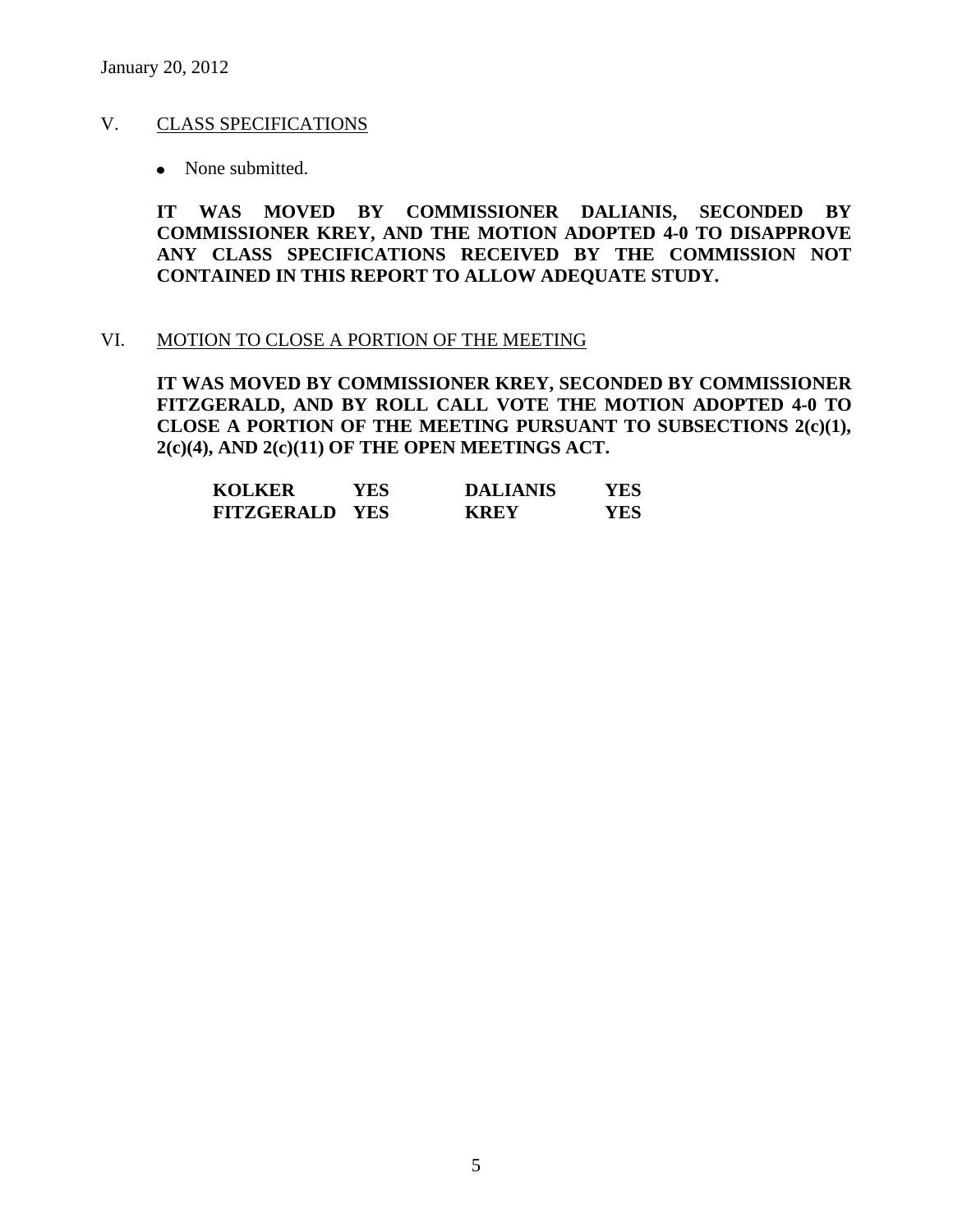## V. CLASS SPECIFICATIONS

- None submitted.

**IT WAS MOVED BY COMMISSIONER DALIANIS, SECONDED BY COMMISSIONER KREY, AND THE MOTION ADOPTED 4-0 TO DISAPPROVE ANY CLASS SPECIFICATIONS RECEIVED BY THE COMMISSION NOT CONTAINED IN THIS REPORT TO ALLOW ADEQUATE STUDY.**

## VI. MOTION TO CLOSE A PORTION OF THE MEETING

**IT WAS MOVED BY COMMISSIONER KREY, SECONDED BY COMMISSIONER FITZGERALD, AND BY ROLL CALL VOTE THE MOTION ADOPTED 4-0 TO CLOSE A PORTION OF THE MEETING PURSUANT TO SUBSECTIONS 2(c)(1), 2(c)(4), AND 2(c)(11) OF THE OPEN MEETINGS ACT.**

| | | | |
|---|---|---|---|
| **KOLKER** | **YES** | **DALIANIS** | **YES** |
| **FITZGERALD** | **YES** | **KREY** | **YES** |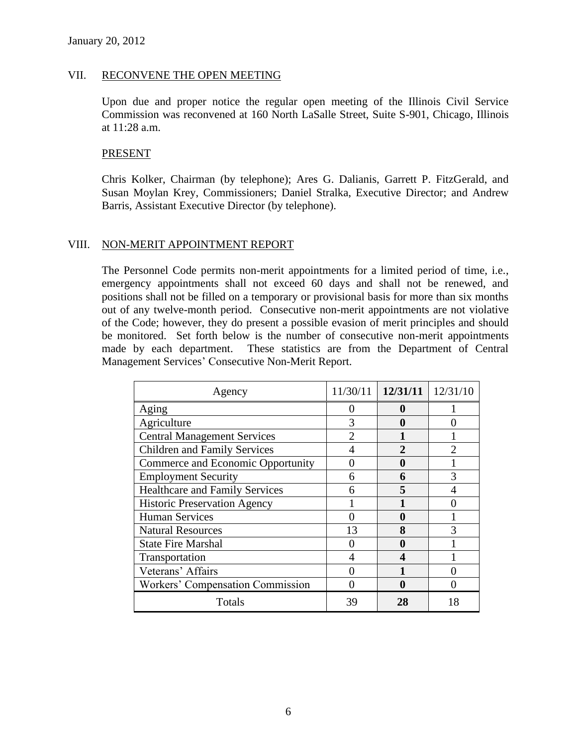January 20, 2012

## VII. RECONVENE THE OPEN MEETING

Upon due and proper notice the regular open meeting of the Illinois Civil Service Commission was reconvened at 160 North LaSalle Street, Suite S-901, Chicago, Illinois at 11:28 a.m.

### PRESENT

Chris Kolker, Chairman (by telephone); Ares G. Dalianis, Garrett P. FitzGerald, and Susan Moylan Krey, Commissioners; Daniel Stralka, Executive Director; and Andrew Barris, Assistant Executive Director (by telephone).

## VIII. NON-MERIT APPOINTMENT REPORT

The Personnel Code permits non-merit appointments for a limited period of time, i.e., emergency appointments shall not exceed 60 days and shall not be renewed, and positions shall not be filled on a temporary or provisional basis for more than six months out of any twelve-month period. Consecutive non-merit appointments are not violative of the Code; however, they do present a possible evasion of merit principles and should be monitored. Set forth below is the number of consecutive non-merit appointments made by each department. These statistics are from the Department of Central Management Services' Consecutive Non-Merit Report.

| Agency | 11/30/11 | **12/31/11** | 12/31/10 |
|---|---|---|---|
| Aging | 0 | **0** | 1 |
| Agriculture | 3 | **0** | 0 |
| Central Management Services | 2 | **1** | 1 |
| Children and Family Services | 4 | **2** | 2 |
| Commerce and Economic Opportunity | 0 | **0** | 1 |
| Employment Security | 6 | **6** | 3 |
| Healthcare and Family Services | 6 | **5** | 4 |
| Historic Preservation Agency | 1 | **1** | 0 |
| Human Services | 0 | **0** | 1 |
| Natural Resources | 13 | **8** | 3 |
| State Fire Marshal | 0 | **0** | 1 |
| Transportation | 4 | **4** | 1 |
| Veterans' Affairs | 0 | **1** | 0 |
| Workers' Compensation Commission | 0 | **0** | 0 |
| Totals | 39 | **28** | 18 |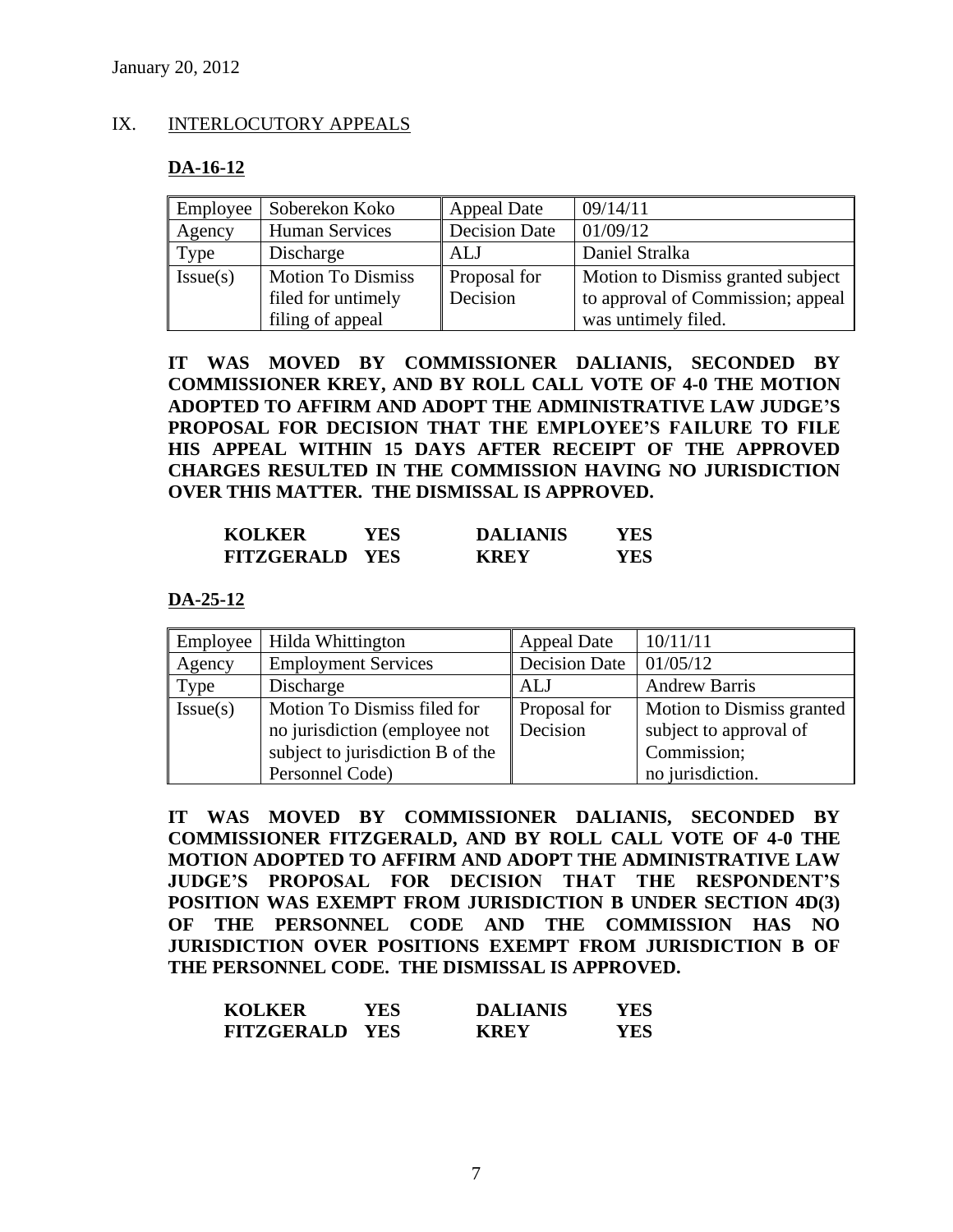## IX. INTERLOCUTORY APPEALS

### DA-16-12

| Employee | Soberekon Koko | Appeal Date | 09/14/11 |
|---|---|---|---|
| Agency | Human Services | Decision Date | 01/09/12 |
| Type | Discharge | ALJ | Daniel Stralka |
| Issue(s) | Motion To Dismiss filed for untimely filing of appeal | Proposal for Decision | Motion to Dismiss granted subject to approval of Commission; appeal was untimely filed. |

**IT WAS MOVED BY COMMISSIONER DALIANIS, SECONDED BY COMMISSIONER KREY, AND BY ROLL CALL VOTE OF 4-0 THE MOTION ADOPTED TO AFFIRM AND ADOPT THE ADMINISTRATIVE LAW JUDGE'S PROPOSAL FOR DECISION THAT THE EMPLOYEE'S FAILURE TO FILE HIS APPEAL WITHIN 15 DAYS AFTER RECEIPT OF THE APPROVED CHARGES RESULTED IN THE COMMISSION HAVING NO JURISDICTION OVER THIS MATTER. THE DISMISSAL IS APPROVED.**

| | | | |
|---|---|---|---|
| **KOLKER** | **YES** | **DALIANIS** | **YES** |
| **FITZGERALD** | **YES** | **KREY** | **YES** |

### DA-25-12

| Employee | Hilda Whittington | Appeal Date | 10/11/11 |
|---|---|---|---|
| Agency | Employment Services | Decision Date | 01/05/12 |
| Type | Discharge | ALJ | Andrew Barris |
| Issue(s) | Motion To Dismiss filed for no jurisdiction (employee not subject to jurisdiction B of the Personnel Code) | Proposal for Decision | Motion to Dismiss granted subject to approval of Commission; no jurisdiction. |

**IT WAS MOVED BY COMMISSIONER DALIANIS, SECONDED BY COMMISSIONER FITZGERALD, AND BY ROLL CALL VOTE OF 4-0 THE MOTION ADOPTED TO AFFIRM AND ADOPT THE ADMINISTRATIVE LAW JUDGE'S PROPOSAL FOR DECISION THAT THE RESPONDENT'S POSITION WAS EXEMPT FROM JURISDICTION B UNDER SECTION 4D(3) OF THE PERSONNEL CODE AND THE COMMISSION HAS NO JURISDICTION OVER POSITIONS EXEMPT FROM JURISDICTION B OF THE PERSONNEL CODE. THE DISMISSAL IS APPROVED.**

| | | | |
|---|---|---|---|
| **KOLKER** | **YES** | **DALIANIS** | **YES** |
| **FITZGERALD** | **YES** | **KREY** | **YES** |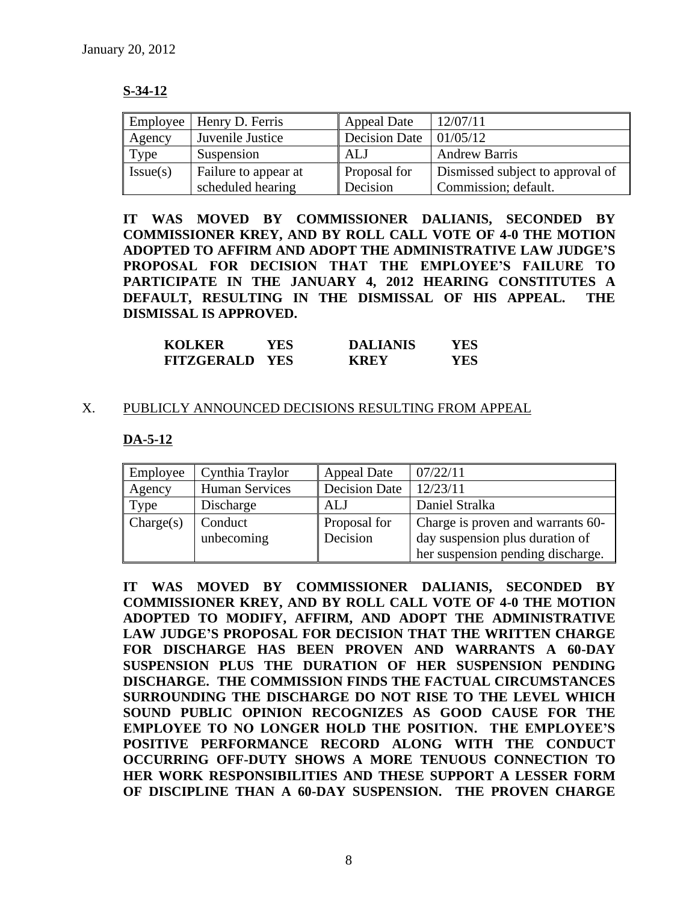January 20, 2012

**S-34-12**

| Employee | Henry D. Ferris | Appeal Date | 12/07/11 |
|---|---|---|---|
| Agency | Juvenile Justice | Decision Date | 01/05/12 |
| Type | Suspension | ALJ | Andrew Barris |
| Issue(s) | Failure to appear at scheduled hearing | Proposal for Decision | Dismissed subject to approval of Commission; default. |

**IT WAS MOVED BY COMMISSIONER DALIANIS, SECONDED BY COMMISSIONER KREY, AND BY ROLL CALL VOTE OF 4-0 THE MOTION ADOPTED TO AFFIRM AND ADOPT THE ADMINISTRATIVE LAW JUDGE'S PROPOSAL FOR DECISION THAT THE EMPLOYEE'S FAILURE TO PARTICIPATE IN THE JANUARY 4, 2012 HEARING CONSTITUTES A DEFAULT, RESULTING IN THE DISMISSAL OF HIS APPEAL. THE DISMISSAL IS APPROVED.**

| | | | |
|---|---|---|---|
| **KOLKER** | **YES** | **DALIANIS** | **YES** |
| **FITZGERALD** | **YES** | **KREY** | **YES** |

## X. PUBLICLY ANNOUNCED DECISIONS RESULTING FROM APPEAL

**DA-5-12**

| Employee | Cynthia Traylor | Appeal Date | 07/22/11 |
|---|---|---|---|
| Agency | Human Services | Decision Date | 12/23/11 |
| Type | Discharge | ALJ | Daniel Stralka |
| Charge(s) | Conduct unbecoming | Proposal for Decision | Charge is proven and warrants 60-day suspension plus duration of her suspension pending discharge. |

**IT WAS MOVED BY COMMISSIONER DALIANIS, SECONDED BY COMMISSIONER KREY, AND BY ROLL CALL VOTE OF 4-0 THE MOTION ADOPTED TO MODIFY, AFFIRM, AND ADOPT THE ADMINISTRATIVE LAW JUDGE'S PROPOSAL FOR DECISION THAT THE WRITTEN CHARGE FOR DISCHARGE HAS BEEN PROVEN AND WARRANTS A 60-DAY SUSPENSION PLUS THE DURATION OF HER SUSPENSION PENDING DISCHARGE. THE COMMISSION FINDS THE FACTUAL CIRCUMSTANCES SURROUNDING THE DISCHARGE DO NOT RISE TO THE LEVEL WHICH SOUND PUBLIC OPINION RECOGNIZES AS GOOD CAUSE FOR THE EMPLOYEE TO NO LONGER HOLD THE POSITION. THE EMPLOYEE'S POSITIVE PERFORMANCE RECORD ALONG WITH THE CONDUCT OCCURRING OFF-DUTY SHOWS A MORE TENUOUS CONNECTION TO HER WORK RESPONSIBILITIES AND THESE SUPPORT A LESSER FORM OF DISCIPLINE THAN A 60-DAY SUSPENSION. THE PROVEN CHARGE**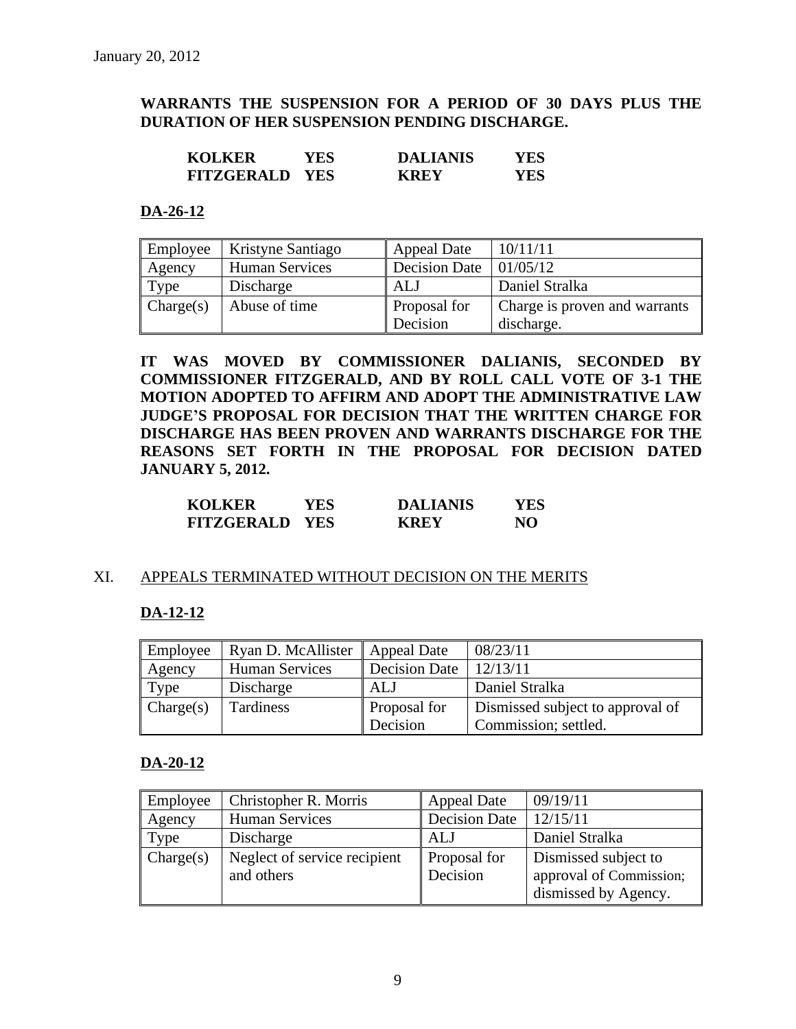January 20, 2012

**WARRANTS THE SUSPENSION FOR A PERIOD OF 30 DAYS PLUS THE DURATION OF HER SUSPENSION PENDING DISCHARGE.**

| | | | |
|---|---|---|---|
| **KOLKER** | **YES** | **DALIANIS** | **YES** |
| **FITZGERALD** | **YES** | **KREY** | **YES** |

**DA-26-12**

| Employee | Kristyne Santiago | Appeal Date | 10/11/11 |
|---|---|---|---|
| Agency | Human Services | Decision Date | 01/05/12 |
| Type | Discharge | ALJ | Daniel Stralka |
| Charge(s) | Abuse of time | Proposal for Decision | Charge is proven and warrants discharge. |

**IT WAS MOVED BY COMMISSIONER DALIANIS, SECONDED BY COMMISSIONER FITZGERALD, AND BY ROLL CALL VOTE OF 3-1 THE MOTION ADOPTED TO AFFIRM AND ADOPT THE ADMINISTRATIVE LAW JUDGE'S PROPOSAL FOR DECISION THAT THE WRITTEN CHARGE FOR DISCHARGE HAS BEEN PROVEN AND WARRANTS DISCHARGE FOR THE REASONS SET FORTH IN THE PROPOSAL FOR DECISION DATED JANUARY 5, 2012.**

| | | | |
|---|---|---|---|
| **KOLKER** | **YES** | **DALIANIS** | **YES** |
| **FITZGERALD** | **YES** | **KREY** | **NO** |

XI. APPEALS TERMINATED WITHOUT DECISION ON THE MERITS

**DA-12-12**

| Employee | Ryan D. McAllister | Appeal Date | 08/23/11 |
|---|---|---|---|
| Agency | Human Services | Decision Date | 12/13/11 |
| Type | Discharge | ALJ | Daniel Stralka |
| Charge(s) | Tardiness | Proposal for Decision | Dismissed subject to approval of Commission; settled. |

**DA-20-12**

| Employee | Christopher R. Morris | Appeal Date | 09/19/11 |
|---|---|---|---|
| Agency | Human Services | Decision Date | 12/15/11 |
| Type | Discharge | ALJ | Daniel Stralka |
| Charge(s) | Neglect of service recipient and others | Proposal for Decision | Dismissed subject to approval of Commission; dismissed by Agency. |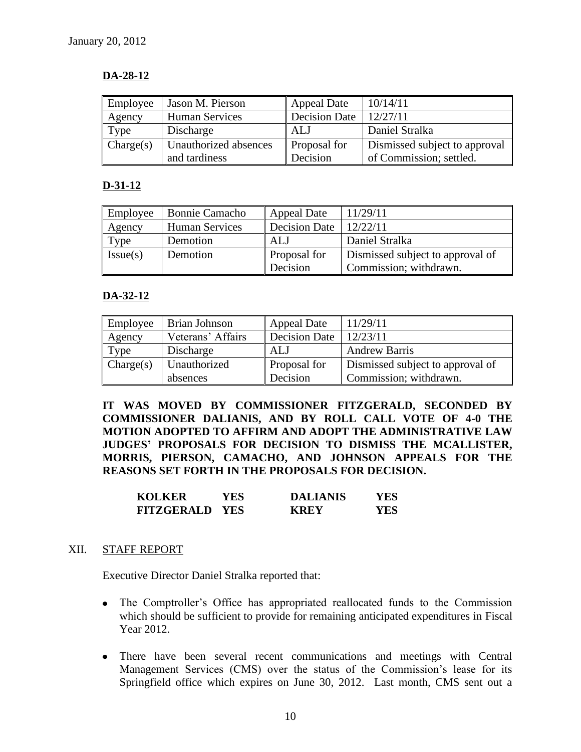January 20, 2012

**DA-28-12**

| Employee | Jason M. Pierson | Appeal Date | 10/14/11 |
|---|---|---|---|
| Agency | Human Services | Decision Date | 12/27/11 |
| Type | Discharge | ALJ | Daniel Stralka |
| Charge(s) | Unauthorized absences and tardiness | Proposal for Decision | Dismissed subject to approval of Commission; settled. |

**D-31-12**

| Employee | Bonnie Camacho | Appeal Date | 11/29/11 |
|---|---|---|---|
| Agency | Human Services | Decision Date | 12/22/11 |
| Type | Demotion | ALJ | Daniel Stralka |
| Issue(s) | Demotion | Proposal for Decision | Dismissed subject to approval of Commission; withdrawn. |

**DA-32-12**

| Employee | Brian Johnson | Appeal Date | 11/29/11 |
|---|---|---|---|
| Agency | Veterans' Affairs | Decision Date | 12/23/11 |
| Type | Discharge | ALJ | Andrew Barris |
| Charge(s) | Unauthorized absences | Proposal for Decision | Dismissed subject to approval of Commission; withdrawn. |

**IT WAS MOVED BY COMMISSIONER FITZGERALD, SECONDED BY COMMISSIONER DALIANIS, AND BY ROLL CALL VOTE OF 4-0 THE MOTION ADOPTED TO AFFIRM AND ADOPT THE ADMINISTRATIVE LAW JUDGES' PROPOSALS FOR DECISION TO DISMISS THE MCALLISTER, MORRIS, PIERSON, CAMACHO, AND JOHNSON APPEALS FOR THE REASONS SET FORTH IN THE PROPOSALS FOR DECISION.**

| | | | |
|---|---|---|---|
| **KOLKER** | **YES** | **DALIANIS** | **YES** |
| **FITZGERALD** | **YES** | **KREY** | **YES** |

XII. STAFF REPORT

Executive Director Daniel Stralka reported that:

- The Comptroller's Office has appropriated reallocated funds to the Commission which should be sufficient to provide for remaining anticipated expenditures in Fiscal Year 2012.
- There have been several recent communications and meetings with Central Management Services (CMS) over the status of the Commission's lease for its Springfield office which expires on June 30, 2012. Last month, CMS sent out a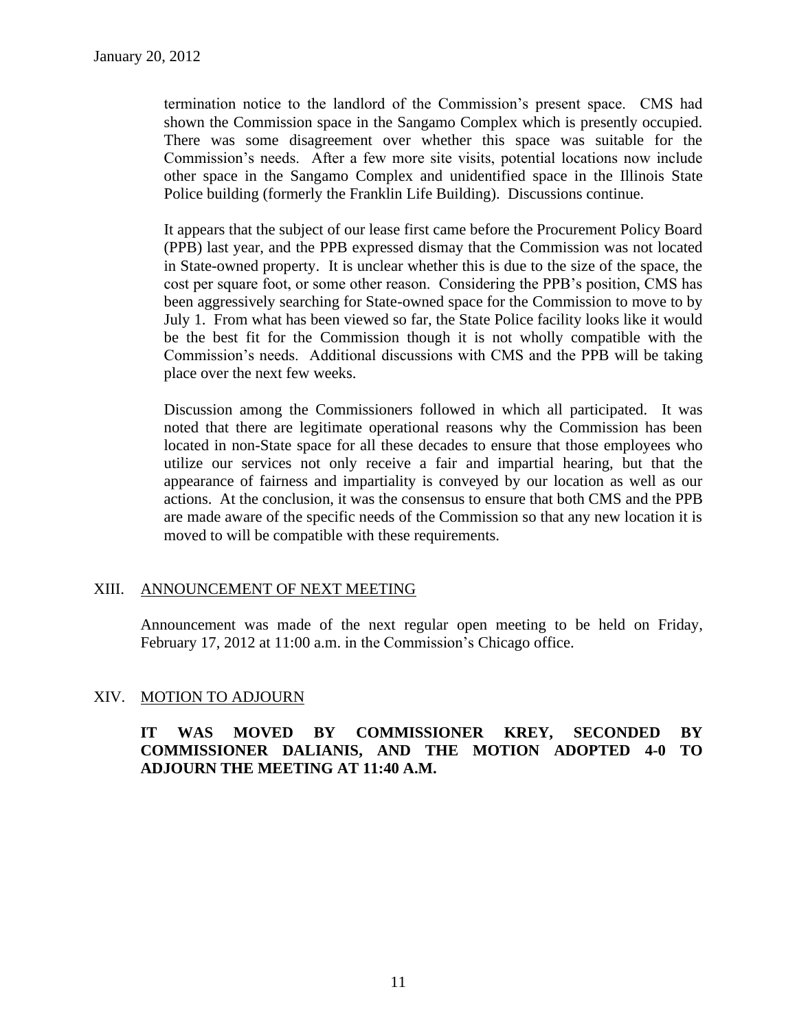termination notice to the landlord of the Commission's present space. CMS had shown the Commission space in the Sangamo Complex which is presently occupied. There was some disagreement over whether this space was suitable for the Commission's needs. After a few more site visits, potential locations now include other space in the Sangamo Complex and unidentified space in the Illinois State Police building (formerly the Franklin Life Building). Discussions continue.

It appears that the subject of our lease first came before the Procurement Policy Board (PPB) last year, and the PPB expressed dismay that the Commission was not located in State-owned property. It is unclear whether this is due to the size of the space, the cost per square foot, or some other reason. Considering the PPB's position, CMS has been aggressively searching for State-owned space for the Commission to move to by July 1. From what has been viewed so far, the State Police facility looks like it would be the best fit for the Commission though it is not wholly compatible with the Commission's needs. Additional discussions with CMS and the PPB will be taking place over the next few weeks.

Discussion among the Commissioners followed in which all participated. It was noted that there are legitimate operational reasons why the Commission has been located in non-State space for all these decades to ensure that those employees who utilize our services not only receive a fair and impartial hearing, but that the appearance of fairness and impartiality is conveyed by our location as well as our actions. At the conclusion, it was the consensus to ensure that both CMS and the PPB are made aware of the specific needs of the Commission so that any new location it is moved to will be compatible with these requirements.

## XIII. ANNOUNCEMENT OF NEXT MEETING

Announcement was made of the next regular open meeting to be held on Friday, February 17, 2012 at 11:00 a.m. in the Commission's Chicago office.

## XIV. MOTION TO ADJOURN

**IT WAS MOVED BY COMMISSIONER KREY, SECONDED BY COMMISSIONER DALIANIS, AND THE MOTION ADOPTED 4-0 TO ADJOURN THE MEETING AT 11:40 A.M.**